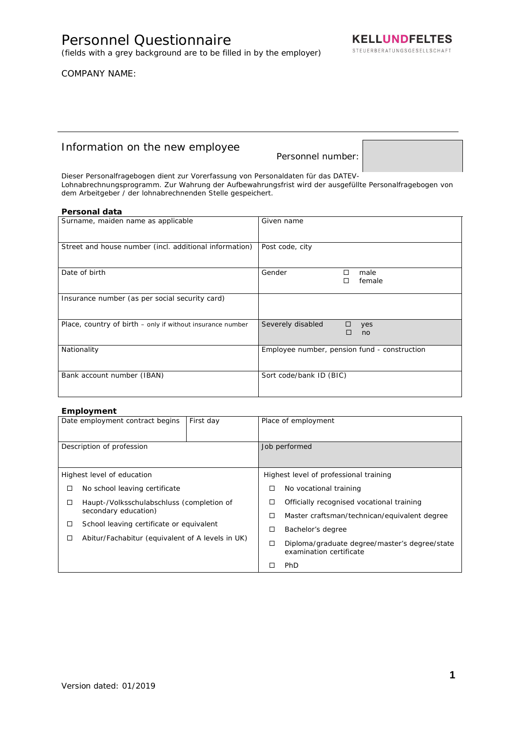# Personnel Questionnaire

(fields with a grey background are to be filled in by the employer)

KELLUNDFELTES
STEUERBERATUNGSGESELLSCHAFT

COMPANY NAME:

## Information on the new employee

Personnel number:

Dieser Personalfragebogen dient zur Vorerfassung von Personaldaten für das DATEV-Lohnabrechnungsprogramm. Zur Wahrung der Aufbewahrungsfrist wird der ausgefüllte Personalfragebogen von dem Arbeitgeber / der lohnabrechnenden Stelle gespeichert.

### Personal data

| Surname, maiden name as applicable | Given name |
|---|---|
| Street and house number (incl. additional information) | Post code, city |
| Date of birth | Gender ☐ male ☐ female |
| Insurance number (as per social security card) | |
| Place, country of birth – only if without insurance number | Severely disabled ☐ yes ☐ no |
| Nationality | Employee number, pension fund - construction |
| Bank account number (IBAN) | Sort code/bank ID (BIC) |

### Employment

| Date employment contract begins | First day | Place of employment |
|---|---|---|
| Description of profession | | Job performed |

| Highest level of education | Highest level of professional training |
|---|---|
| ☐ No school leaving certificate | ☐ No vocational training |
| ☐ Haupt-/Volksschulabschluss (completion of secondary education) | ☐ Officially recognised vocational training |
| ☐ School leaving certificate or equivalent | ☐ Master craftsman/technican/equivalent degree |
| ☐ Abitur/Fachabitur (equivalent of A levels in UK) | ☐ Bachelor's degree |
| | ☐ Diploma/graduate degree/master's degree/state examination certificate |
| | ☐ PhD |

Version dated: 01/2019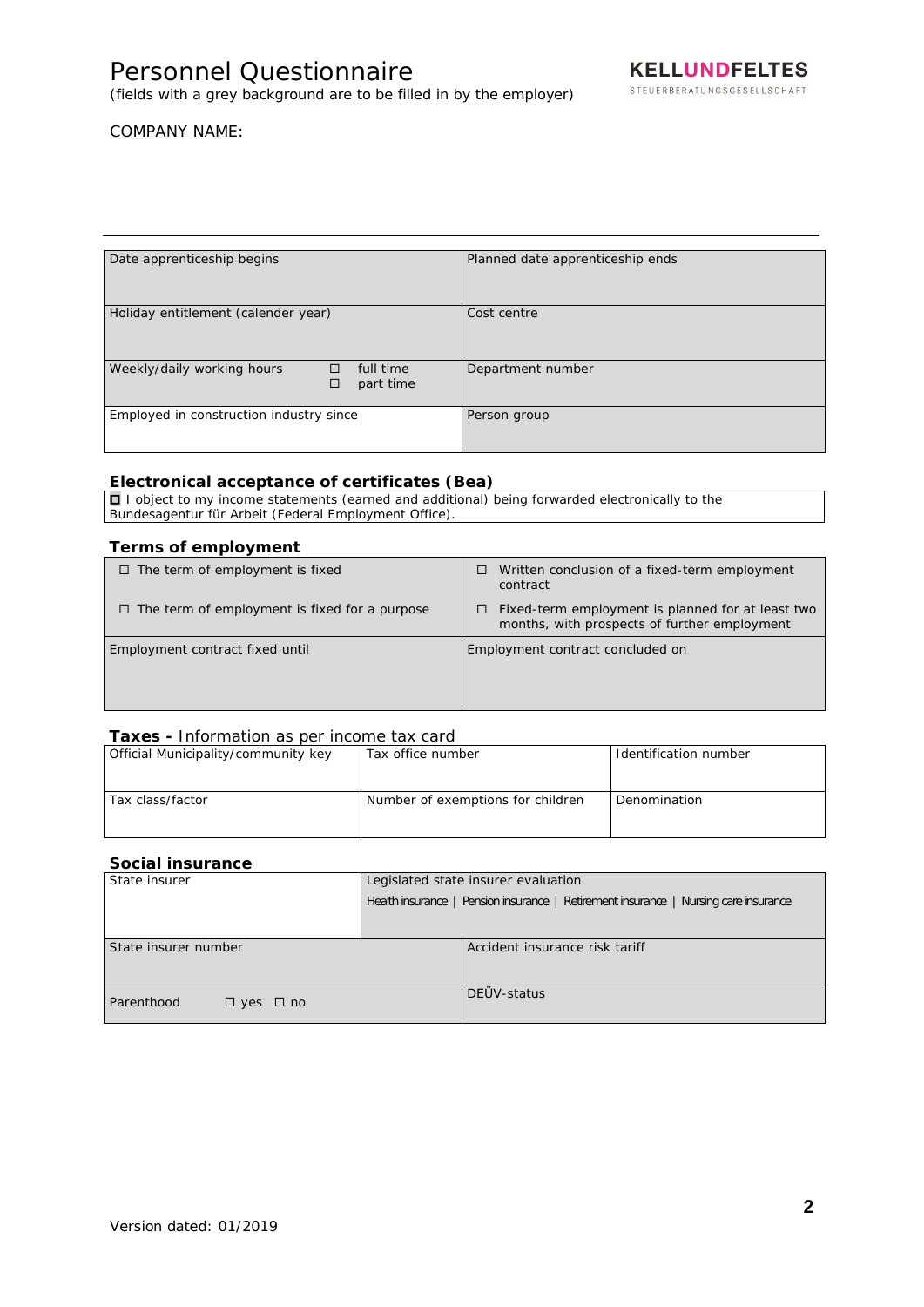# Personnel Questionnaire

(fields with a grey background are to be filled in by the employer)

KELLUNDFELTES
STEUERBERATUNGSGESELLSCHAFT

COMPANY NAME:

| Date apprenticeship begins | Planned date apprenticeship ends |
|---|---|
| Holiday entitlement (calender year) | Cost centre |
| Weekly/daily working hours ☐ full time ☐ part time | Department number |
| Employed in construction industry since | Person group |

### Electronical acceptance of certificates (Bea)

☐ I object to my income statements (earned and additional) being forwarded electronically to the Bundesagentur für Arbeit (Federal Employment Office).

### Terms of employment

| | |
|---|---|
| ☐ The term of employment is fixed<br>☐ The term of employment is fixed for a purpose | ☐ Written conclusion of a fixed-term employment contract<br>☐ Fixed-term employment is planned for at least two months, with prospects of further employment |
| Employment contract fixed until | Employment contract concluded on |

### Taxes - Information as per income tax card

| Official Municipality/community key | Tax office number | Identification number |
|---|---|---|
| Tax class/factor | Number of exemptions for children | Denomination |

### Social insurance

| State insurer | Legislated state insurer evaluation<br>Health insurance \| Pension insurance \| Retirement insurance \| Nursing care insurance |
|---|---|
| State insurer number | Accident insurance risk tariff |
| Parenthood ☐ yes ☐ no | DEÜV-status |

Version dated: 01/2019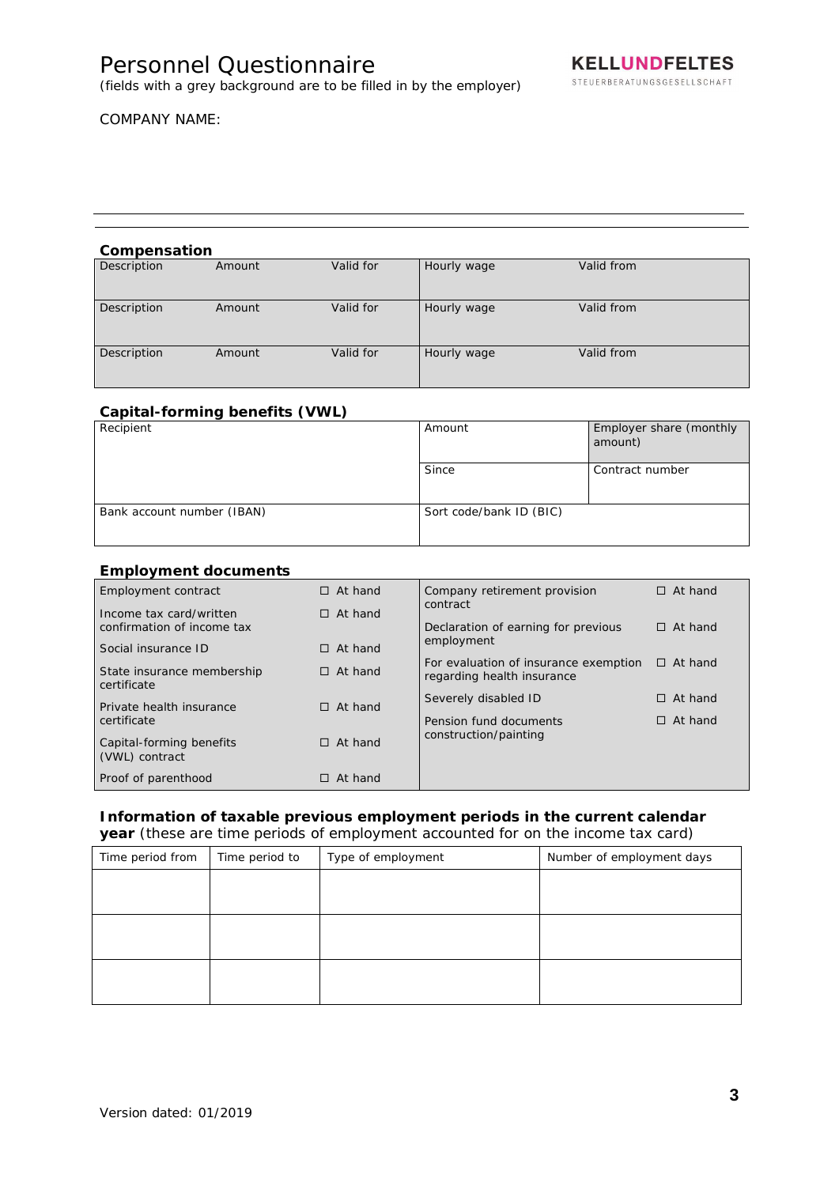# Personnel Questionnaire

(fields with a grey background are to be filled in by the employer)

KELLUNDFELTES
STEUERBERATUNGSGESELLSCHAFT

COMPANY NAME:

## Compensation

| Description | Amount | Valid for | Hourly wage | Valid from |
|---|---|---|---|---|
| Description | Amount | Valid for | Hourly wage | Valid from |
| Description | Amount | Valid for | Hourly wage | Valid from |

## Capital-forming benefits (VWL)

| Recipient | Amount | Employer share (monthly amount) |
|---|---|---|
| | Since | Contract number |
| Bank account number (IBAN) | Sort code/bank ID (BIC) | |

## Employment documents

| Document | | Document | |
|---|---|---|---|
| Employment contract | ☐ At hand | Company retirement provision contract | ☐ At hand |
| Income tax card/written confirmation of income tax | ☐ At hand | Declaration of earning for previous employment | ☐ At hand |
| Social insurance ID | ☐ At hand | For evaluation of insurance exemption regarding health insurance | ☐ At hand |
| State insurance membership certificate | ☐ At hand | Severely disabled ID | ☐ At hand |
| Private health insurance certificate | ☐ At hand | Pension fund documents construction/painting | ☐ At hand |
| Capital-forming benefits (VWL) contract | ☐ At hand | | |
| Proof of parenthood | ☐ At hand | | |

## Information of taxable previous employment periods in the current calendar year

(these are time periods of employment accounted for on the income tax card)

| Time period from | Time period to | Type of employment | Number of employment days |
|---|---|---|---|
| | | | |
| | | | |
| | | | |

Version dated: 01/2019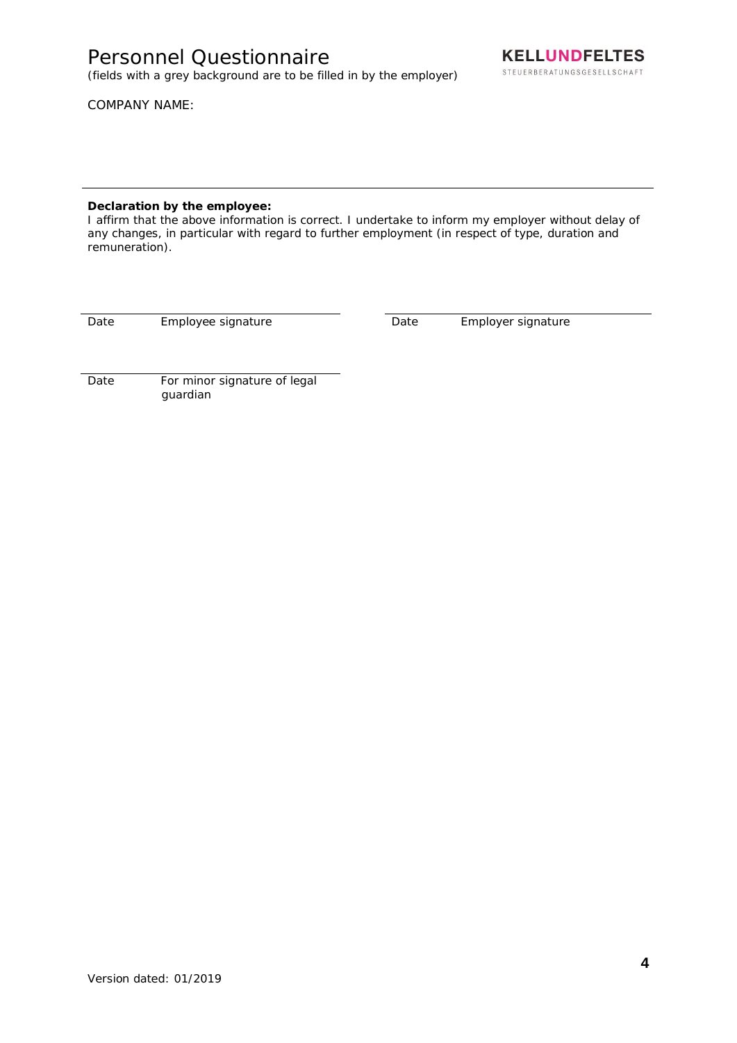# Personnel Questionnaire

(fields with a grey background are to be filled in by the employer)

COMPANY NAME:

---

**Declaration by the employee:**
I affirm that the above information is correct. I undertake to inform my employer without delay of any changes, in particular with regard to further employment (in respect of type, duration and remuneration).

| | | | |
|---|---|---|---|
| Date | Employee signature | Date | Employer signature |
| Date | For minor signature of legal guardian | | |

Version dated: 01/2019